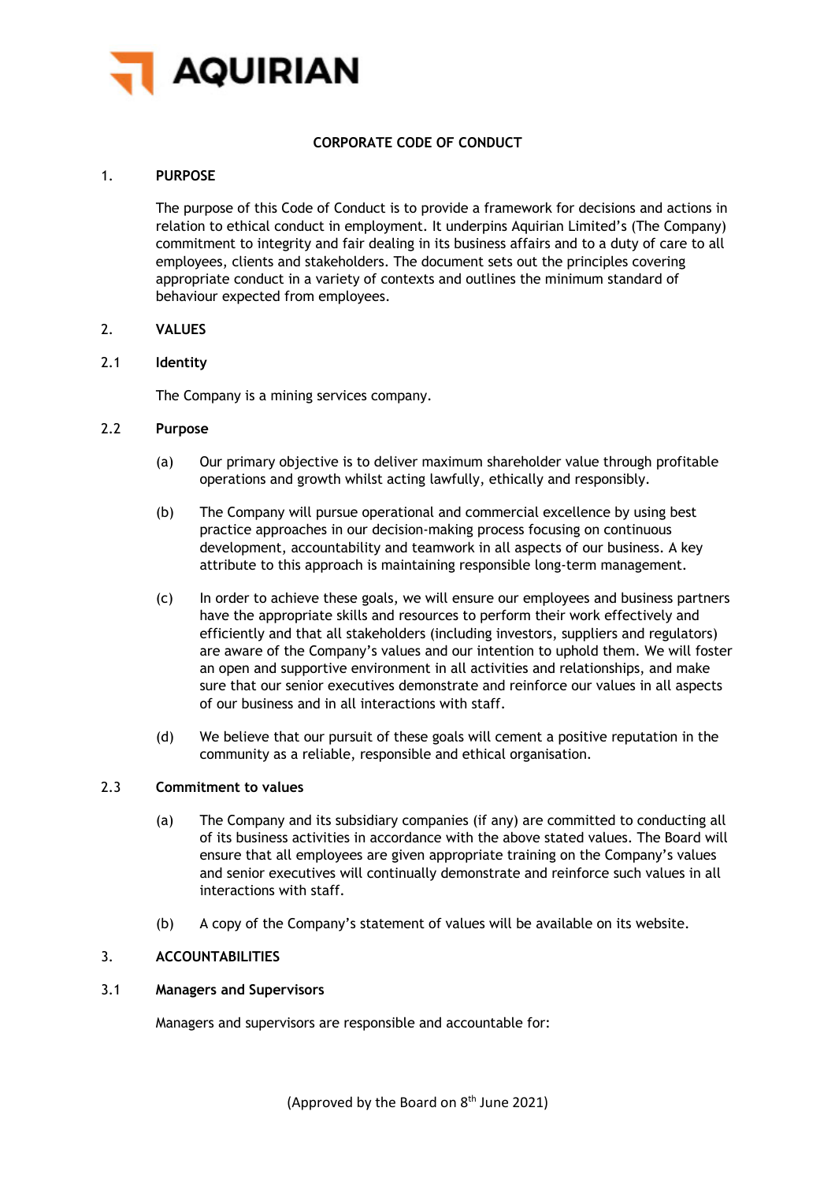# AQUIRIAN

## CORPORATE CODE OF CONDUCT

### 1. PURPOSE

The purpose of this Code of Conduct is to provide a framework for decisions and actions in relation to ethical conduct in employment. It underpins Aquirian Limited's (The Company) commitment to integrity and fair dealing in its business affairs and to a duty of care to all employees, clients and stakeholders. The document sets out the principles covering appropriate conduct in a variety of contexts and outlines the minimum standard of behaviour expected from employees.

### 2. VALUES

#### 2.1 Identity

The Company is a mining services company.

#### 2.2 Purpose

(a) Our primary objective is to deliver maximum shareholder value through profitable operations and growth whilst acting lawfully, ethically and responsibly.

(b) The Company will pursue operational and commercial excellence by using best practice approaches in our decision-making process focusing on continuous development, accountability and teamwork in all aspects of our business. A key attribute to this approach is maintaining responsible long-term management.

(c) In order to achieve these goals, we will ensure our employees and business partners have the appropriate skills and resources to perform their work effectively and efficiently and that all stakeholders (including investors, suppliers and regulators) are aware of the Company's values and our intention to uphold them. We will foster an open and supportive environment in all activities and relationships, and make sure that our senior executives demonstrate and reinforce our values in all aspects of our business and in all interactions with staff.

(d) We believe that our pursuit of these goals will cement a positive reputation in the community as a reliable, responsible and ethical organisation.

#### 2.3 Commitment to values

(a) The Company and its subsidiary companies (if any) are committed to conducting all of its business activities in accordance with the above stated values. The Board will ensure that all employees are given appropriate training on the Company's values and senior executives will continually demonstrate and reinforce such values in all interactions with staff.

(b) A copy of the Company's statement of values will be available on its website.

### 3. ACCOUNTABILITIES

#### 3.1 Managers and Supervisors

Managers and supervisors are responsible and accountable for:

(Approved by the Board on 8th June 2021)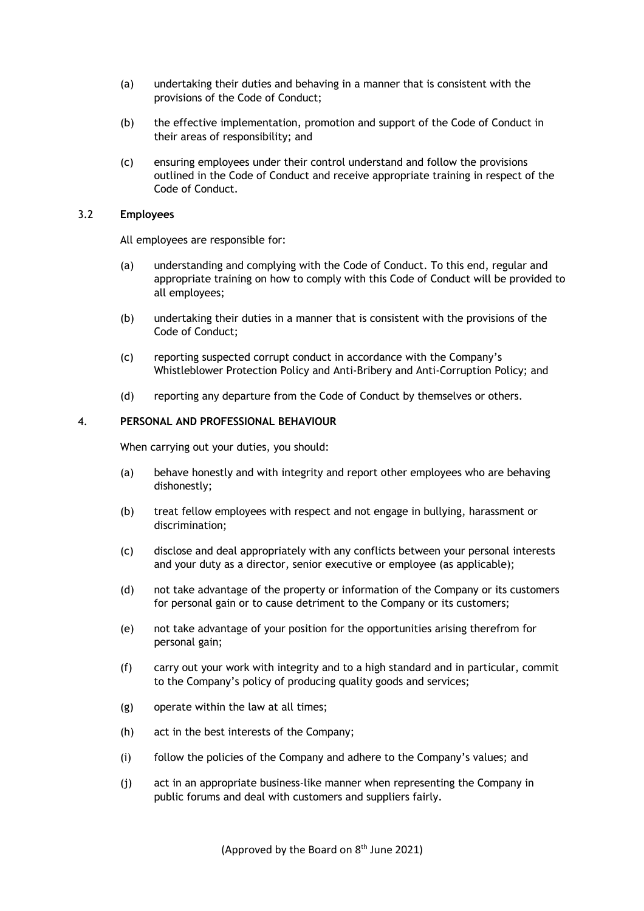(a) undertaking their duties and behaving in a manner that is consistent with the provisions of the Code of Conduct;

(b) the effective implementation, promotion and support of the Code of Conduct in their areas of responsibility; and

(c) ensuring employees under their control understand and follow the provisions outlined in the Code of Conduct and receive appropriate training in respect of the Code of Conduct.

### 3.2 **Employees**

All employees are responsible for:

(a) understanding and complying with the Code of Conduct. To this end, regular and appropriate training on how to comply with this Code of Conduct will be provided to all employees;

(b) undertaking their duties in a manner that is consistent with the provisions of the Code of Conduct;

(c) reporting suspected corrupt conduct in accordance with the Company's Whistleblower Protection Policy and Anti-Bribery and Anti-Corruption Policy; and

(d) reporting any departure from the Code of Conduct by themselves or others.

## 4. **PERSONAL AND PROFESSIONAL BEHAVIOUR**

When carrying out your duties, you should:

(a) behave honestly and with integrity and report other employees who are behaving dishonestly;

(b) treat fellow employees with respect and not engage in bullying, harassment or discrimination;

(c) disclose and deal appropriately with any conflicts between your personal interests and your duty as a director, senior executive or employee (as applicable);

(d) not take advantage of the property or information of the Company or its customers for personal gain or to cause detriment to the Company or its customers;

(e) not take advantage of your position for the opportunities arising therefrom for personal gain;

(f) carry out your work with integrity and to a high standard and in particular, commit to the Company's policy of producing quality goods and services;

(g) operate within the law at all times;

(h) act in the best interests of the Company;

(i) follow the policies of the Company and adhere to the Company's values; and

(j) act in an appropriate business-like manner when representing the Company in public forums and deal with customers and suppliers fairly.

(Approved by the Board on 8th June 2021)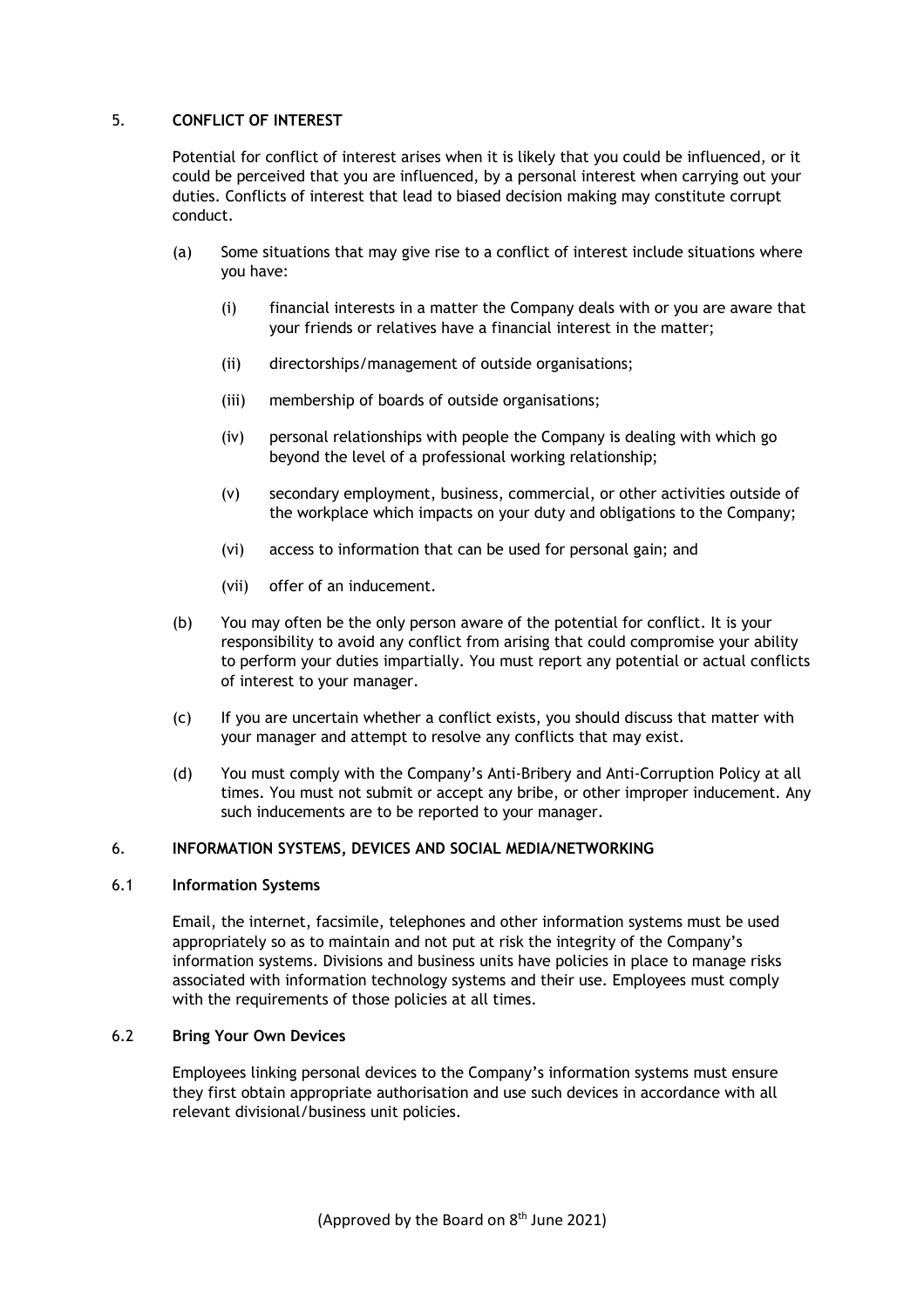## 5. CONFLICT OF INTEREST

Potential for conflict of interest arises when it is likely that you could be influenced, or it could be perceived that you are influenced, by a personal interest when carrying out your duties. Conflicts of interest that lead to biased decision making may constitute corrupt conduct.

(a) Some situations that may give rise to a conflict of interest include situations where you have:

   (i) financial interests in a matter the Company deals with or you are aware that your friends or relatives have a financial interest in the matter;

   (ii) directorships/management of outside organisations;

   (iii) membership of boards of outside organisations;

   (iv) personal relationships with people the Company is dealing with which go beyond the level of a professional working relationship;

   (v) secondary employment, business, commercial, or other activities outside of the workplace which impacts on your duty and obligations to the Company;

   (vi) access to information that can be used for personal gain; and

   (vii) offer of an inducement.

(b) You may often be the only person aware of the potential for conflict. It is your responsibility to avoid any conflict from arising that could compromise your ability to perform your duties impartially. You must report any potential or actual conflicts of interest to your manager.

(c) If you are uncertain whether a conflict exists, you should discuss that matter with your manager and attempt to resolve any conflicts that may exist.

(d) You must comply with the Company's Anti-Bribery and Anti-Corruption Policy at all times. You must not submit or accept any bribe, or other improper inducement. Any such inducements are to be reported to your manager.

## 6. INFORMATION SYSTEMS, DEVICES AND SOCIAL MEDIA/NETWORKING

### 6.1 Information Systems

Email, the internet, facsimile, telephones and other information systems must be used appropriately so as to maintain and not put at risk the integrity of the Company's information systems. Divisions and business units have policies in place to manage risks associated with information technology systems and their use. Employees must comply with the requirements of those policies at all times.

### 6.2 Bring Your Own Devices

Employees linking personal devices to the Company's information systems must ensure they first obtain appropriate authorisation and use such devices in accordance with all relevant divisional/business unit policies.

(Approved by the Board on 8th June 2021)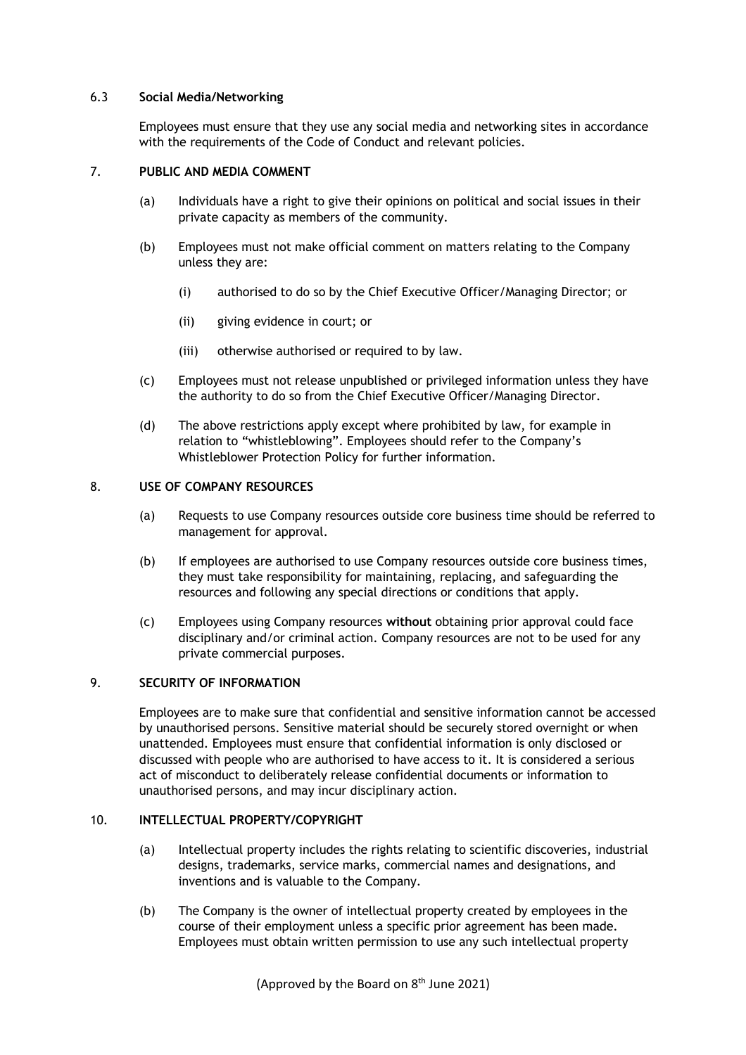### 6.3 **Social Media/Networking**

Employees must ensure that they use any social media and networking sites in accordance with the requirements of the Code of Conduct and relevant policies.

## 7. **PUBLIC AND MEDIA COMMENT**

(a) Individuals have a right to give their opinions on political and social issues in their private capacity as members of the community.

(b) Employees must not make official comment on matters relating to the Company unless they are:

  (i) authorised to do so by the Chief Executive Officer/Managing Director; or

  (ii) giving evidence in court; or

  (iii) otherwise authorised or required to by law.

(c) Employees must not release unpublished or privileged information unless they have the authority to do so from the Chief Executive Officer/Managing Director.

(d) The above restrictions apply except where prohibited by law, for example in relation to "whistleblowing". Employees should refer to the Company's Whistleblower Protection Policy for further information.

## 8. **USE OF COMPANY RESOURCES**

(a) Requests to use Company resources outside core business time should be referred to management for approval.

(b) If employees are authorised to use Company resources outside core business times, they must take responsibility for maintaining, replacing, and safeguarding the resources and following any special directions or conditions that apply.

(c) Employees using Company resources **without** obtaining prior approval could face disciplinary and/or criminal action. Company resources are not to be used for any private commercial purposes.

## 9. **SECURITY OF INFORMATION**

Employees are to make sure that confidential and sensitive information cannot be accessed by unauthorised persons. Sensitive material should be securely stored overnight or when unattended. Employees must ensure that confidential information is only disclosed or discussed with people who are authorised to have access to it. It is considered a serious act of misconduct to deliberately release confidential documents or information to unauthorised persons, and may incur disciplinary action.

## 10. **INTELLECTUAL PROPERTY/COPYRIGHT**

(a) Intellectual property includes the rights relating to scientific discoveries, industrial designs, trademarks, service marks, commercial names and designations, and inventions and is valuable to the Company.

(b) The Company is the owner of intellectual property created by employees in the course of their employment unless a specific prior agreement has been made. Employees must obtain written permission to use any such intellectual property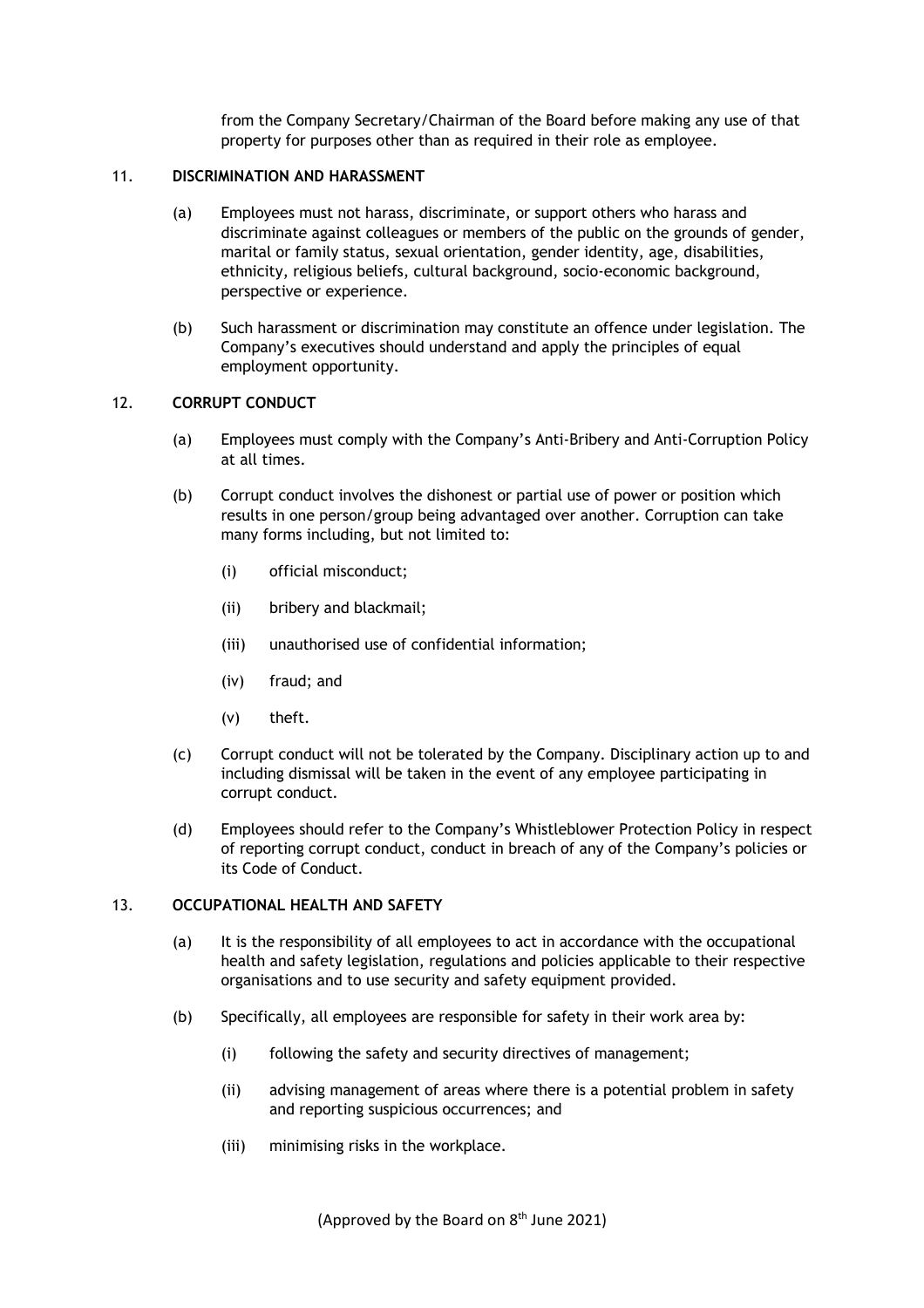from the Company Secretary/Chairman of the Board before making any use of that property for purposes other than as required in their role as employee.

## 11. DISCRIMINATION AND HARASSMENT

(a) Employees must not harass, discriminate, or support others who harass and discriminate against colleagues or members of the public on the grounds of gender, marital or family status, sexual orientation, gender identity, age, disabilities, ethnicity, religious beliefs, cultural background, socio-economic background, perspective or experience.

(b) Such harassment or discrimination may constitute an offence under legislation. The Company's executives should understand and apply the principles of equal employment opportunity.

## 12. CORRUPT CONDUCT

(a) Employees must comply with the Company's Anti-Bribery and Anti-Corruption Policy at all times.

(b) Corrupt conduct involves the dishonest or partial use of power or position which results in one person/group being advantaged over another. Corruption can take many forms including, but not limited to:

(i) official misconduct;

(ii) bribery and blackmail;

(iii) unauthorised use of confidential information;

(iv) fraud; and

(v) theft.

(c) Corrupt conduct will not be tolerated by the Company. Disciplinary action up to and including dismissal will be taken in the event of any employee participating in corrupt conduct.

(d) Employees should refer to the Company's Whistleblower Protection Policy in respect of reporting corrupt conduct, conduct in breach of any of the Company's policies or its Code of Conduct.

## 13. OCCUPATIONAL HEALTH AND SAFETY

(a) It is the responsibility of all employees to act in accordance with the occupational health and safety legislation, regulations and policies applicable to their respective organisations and to use security and safety equipment provided.

(b) Specifically, all employees are responsible for safety in their work area by:

(i) following the safety and security directives of management;

(ii) advising management of areas where there is a potential problem in safety and reporting suspicious occurrences; and

(iii) minimising risks in the workplace.

(Approved by the Board on 8th June 2021)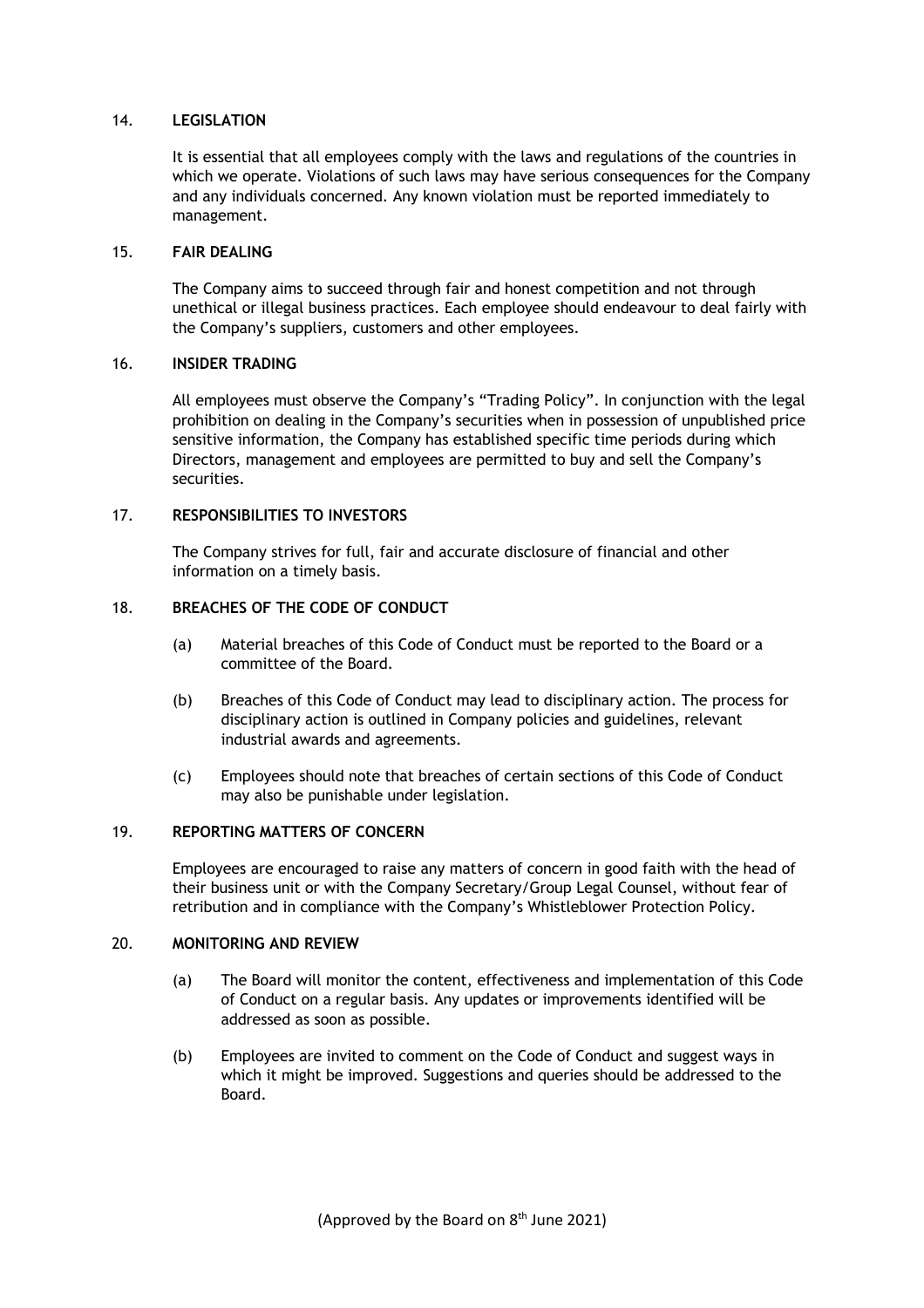## 14. LEGISLATION

It is essential that all employees comply with the laws and regulations of the countries in which we operate. Violations of such laws may have serious consequences for the Company and any individuals concerned. Any known violation must be reported immediately to management.

## 15. FAIR DEALING

The Company aims to succeed through fair and honest competition and not through unethical or illegal business practices. Each employee should endeavour to deal fairly with the Company's suppliers, customers and other employees.

## 16. INSIDER TRADING

All employees must observe the Company's "Trading Policy". In conjunction with the legal prohibition on dealing in the Company's securities when in possession of unpublished price sensitive information, the Company has established specific time periods during which Directors, management and employees are permitted to buy and sell the Company's securities.

## 17. RESPONSIBILITIES TO INVESTORS

The Company strives for full, fair and accurate disclosure of financial and other information on a timely basis.

## 18. BREACHES OF THE CODE OF CONDUCT

(a) Material breaches of this Code of Conduct must be reported to the Board or a committee of the Board.

(b) Breaches of this Code of Conduct may lead to disciplinary action. The process for disciplinary action is outlined in Company policies and guidelines, relevant industrial awards and agreements.

(c) Employees should note that breaches of certain sections of this Code of Conduct may also be punishable under legislation.

## 19. REPORTING MATTERS OF CONCERN

Employees are encouraged to raise any matters of concern in good faith with the head of their business unit or with the Company Secretary/Group Legal Counsel, without fear of retribution and in compliance with the Company's Whistleblower Protection Policy.

## 20. MONITORING AND REVIEW

(a) The Board will monitor the content, effectiveness and implementation of this Code of Conduct on a regular basis. Any updates or improvements identified will be addressed as soon as possible.

(b) Employees are invited to comment on the Code of Conduct and suggest ways in which it might be improved. Suggestions and queries should be addressed to the Board.

(Approved by the Board on 8th June 2021)